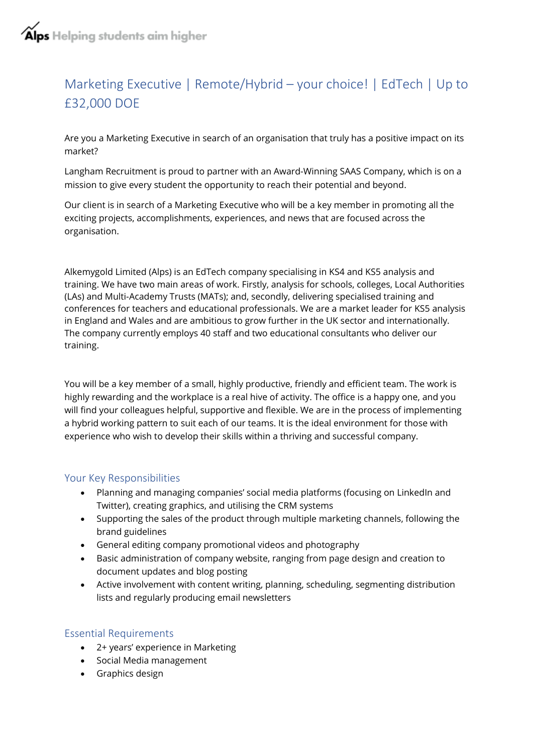Alps Helping students aim higher

# Marketing Executive | Remote/Hybrid – your choice! | EdTech | Up to £32,000 DOE

Are you a Marketing Executive in search of an organisation that truly has a positive impact on its market?

Langham Recruitment is proud to partner with an Award-Winning SAAS Company, which is on a mission to give every student the opportunity to reach their potential and beyond.

Our client is in search of a Marketing Executive who will be a key member in promoting all the exciting projects, accomplishments, experiences, and news that are focused across the organisation.

Alkemygold Limited (Alps) is an EdTech company specialising in KS4 and KS5 analysis and training. We have two main areas of work. Firstly, analysis for schools, colleges, Local Authorities (LAs) and Multi-Academy Trusts (MATs); and, secondly, delivering specialised training and conferences for teachers and educational professionals. We are a market leader for KS5 analysis in England and Wales and are ambitious to grow further in the UK sector and internationally. The company currently employs 40 staff and two educational consultants who deliver our training.

You will be a key member of a small, highly productive, friendly and efficient team. The work is highly rewarding and the workplace is a real hive of activity. The office is a happy one, and you will find your colleagues helpful, supportive and flexible. We are in the process of implementing a hybrid working pattern to suit each of our teams. It is the ideal environment for those with experience who wish to develop their skills within a thriving and successful company.

## Your Key Responsibilities

- Planning and managing companies' social media platforms (focusing on LinkedIn and Twitter), creating graphics, and utilising the CRM systems
- Supporting the sales of the product through multiple marketing channels, following the brand guidelines
- General editing company promotional videos and photography
- Basic administration of company website, ranging from page design and creation to document updates and blog posting
- Active involvement with content writing, planning, scheduling, segmenting distribution lists and regularly producing email newsletters

## Essential Requirements

- 2+ years' experience in Marketing
- Social Media management
- Graphics design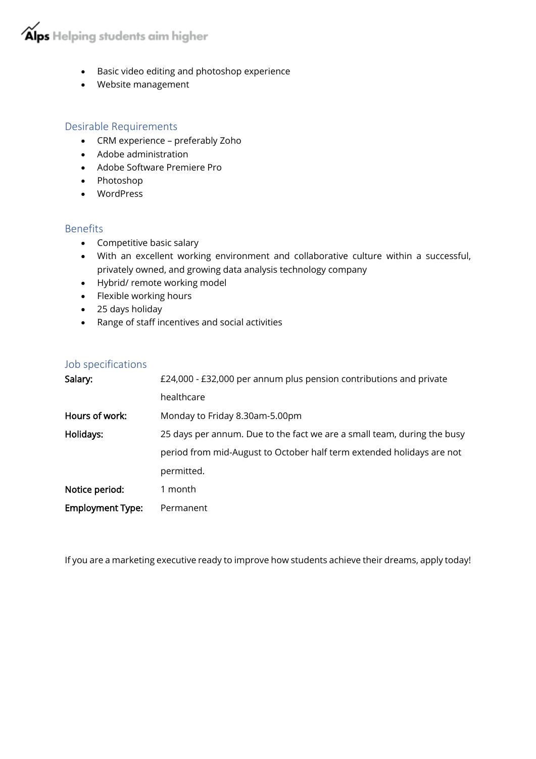- Basic video editing and photoshop experience
- Website management

## Desirable Requirements

- CRM experience – preferably Zoho
- Adobe administration
- Adobe Software Premiere Pro
- Photoshop
- WordPress

## Benefits

- Competitive basic salary
- With an excellent working environment and collaborative culture within a successful, privately owned, and growing data analysis technology company
- Hybrid/ remote working model
- Flexible working hours
- 25 days holiday
- Range of staff incentives and social activities

## Job specifications

| | |
|---|---|
| **Salary:** | £24,000 - £32,000 per annum plus pension contributions and private healthcare |
| **Hours of work:** | Monday to Friday 8.30am-5.00pm |
| **Holidays:** | 25 days per annum. Due to the fact we are a small team, during the busy period from mid-August to October half term extended holidays are not permitted. |
| **Notice period:** | 1 month |
| **Employment Type:** | Permanent |

If you are a marketing executive ready to improve how students achieve their dreams, apply today!